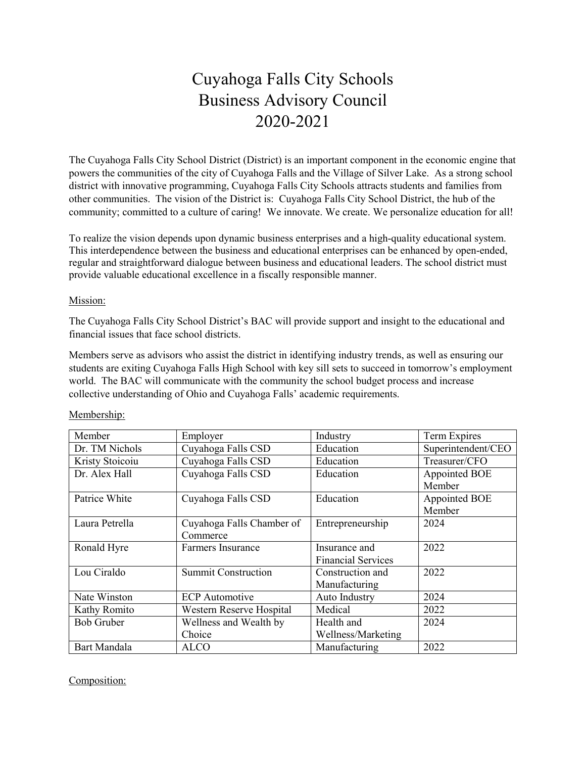# Cuyahoga Falls City Schools
# Business Advisory Council
# 2020-2021

The Cuyahoga Falls City School District (District) is an important component in the economic engine that powers the communities of the city of Cuyahoga Falls and the Village of Silver Lake. As a strong school district with innovative programming, Cuyahoga Falls City Schools attracts students and families from other communities. The vision of the District is: Cuyahoga Falls City School District, the hub of the community; committed to a culture of caring! We innovate. We create. We personalize education for all!

To realize the vision depends upon dynamic business enterprises and a high-quality educational system. This interdependence between the business and educational enterprises can be enhanced by open-ended, regular and straightforward dialogue between business and educational leaders. The school district must provide valuable educational excellence in a fiscally responsible manner.

Mission:

The Cuyahoga Falls City School District's BAC will provide support and insight to the educational and financial issues that face school districts.

Members serve as advisors who assist the district in identifying industry trends, as well as ensuring our students are exiting Cuyahoga Falls High School with key sill sets to succeed in tomorrow's employment world. The BAC will communicate with the community the school budget process and increase collective understanding of Ohio and Cuyahoga Falls' academic requirements.

Membership:

| Member | Employer | Industry | Term Expires |
|---|---|---|---|
| Dr. TM Nichols | Cuyahoga Falls CSD | Education | Superintendent/CEO |
| Kristy Stoicoiu | Cuyahoga Falls CSD | Education | Treasurer/CFO |
| Dr. Alex Hall | Cuyahoga Falls CSD | Education | Appointed BOE Member |
| Patrice White | Cuyahoga Falls CSD | Education | Appointed BOE Member |
| Laura Petrella | Cuyahoga Falls Chamber of Commerce | Entrepreneurship | 2024 |
| Ronald Hyre | Farmers Insurance | Insurance and Financial Services | 2022 |
| Lou Ciraldo | Summit Construction | Construction and Manufacturing | 2022 |
| Nate Winston | ECP Automotive | Auto Industry | 2024 |
| Kathy Romito | Western Reserve Hospital | Medical | 2022 |
| Bob Gruber | Wellness and Wealth by Choice | Health and Wellness/Marketing | 2024 |
| Bart Mandala | ALCO | Manufacturing | 2022 |

Composition: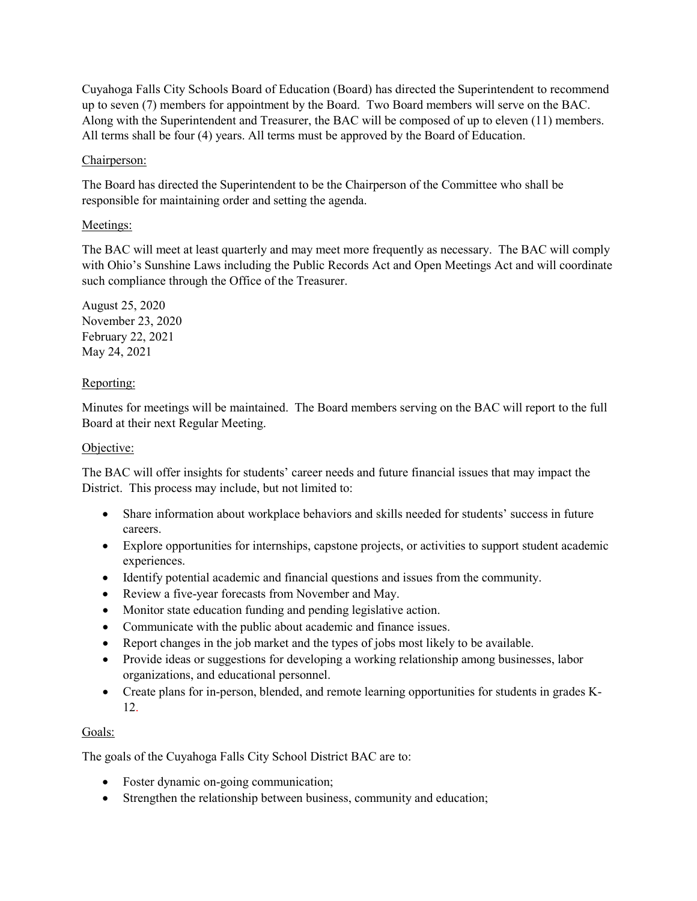Cuyahoga Falls City Schools Board of Education (Board) has directed the Superintendent to recommend up to seven (7) members for appointment by the Board. Two Board members will serve on the BAC. Along with the Superintendent and Treasurer, the BAC will be composed of up to eleven (11) members. All terms shall be four (4) years. All terms must be approved by the Board of Education.

<u>Chairperson:</u>

The Board has directed the Superintendent to be the Chairperson of the Committee who shall be responsible for maintaining order and setting the agenda.

<u>Meetings:</u>

The BAC will meet at least quarterly and may meet more frequently as necessary. The BAC will comply with Ohio's Sunshine Laws including the Public Records Act and Open Meetings Act and will coordinate such compliance through the Office of the Treasurer.

August 25, 2020
November 23, 2020
February 22, 2021
May 24, 2021

<u>Reporting:</u>

Minutes for meetings will be maintained. The Board members serving on the BAC will report to the full Board at their next Regular Meeting.

<u>Objective:</u>

The BAC will offer insights for students' career needs and future financial issues that may impact the District. This process may include, but not limited to:

- Share information about workplace behaviors and skills needed for students' success in future careers.
- Explore opportunities for internships, capstone projects, or activities to support student academic experiences.
- Identify potential academic and financial questions and issues from the community.
- Review a five-year forecasts from November and May.
- Monitor state education funding and pending legislative action.
- Communicate with the public about academic and finance issues.
- Report changes in the job market and the types of jobs most likely to be available.
- Provide ideas or suggestions for developing a working relationship among businesses, labor organizations, and educational personnel.
- Create plans for in-person, blended, and remote learning opportunities for students in grades K-12.

<u>Goals:</u>

The goals of the Cuyahoga Falls City School District BAC are to:

- Foster dynamic on-going communication;
- Strengthen the relationship between business, community and education;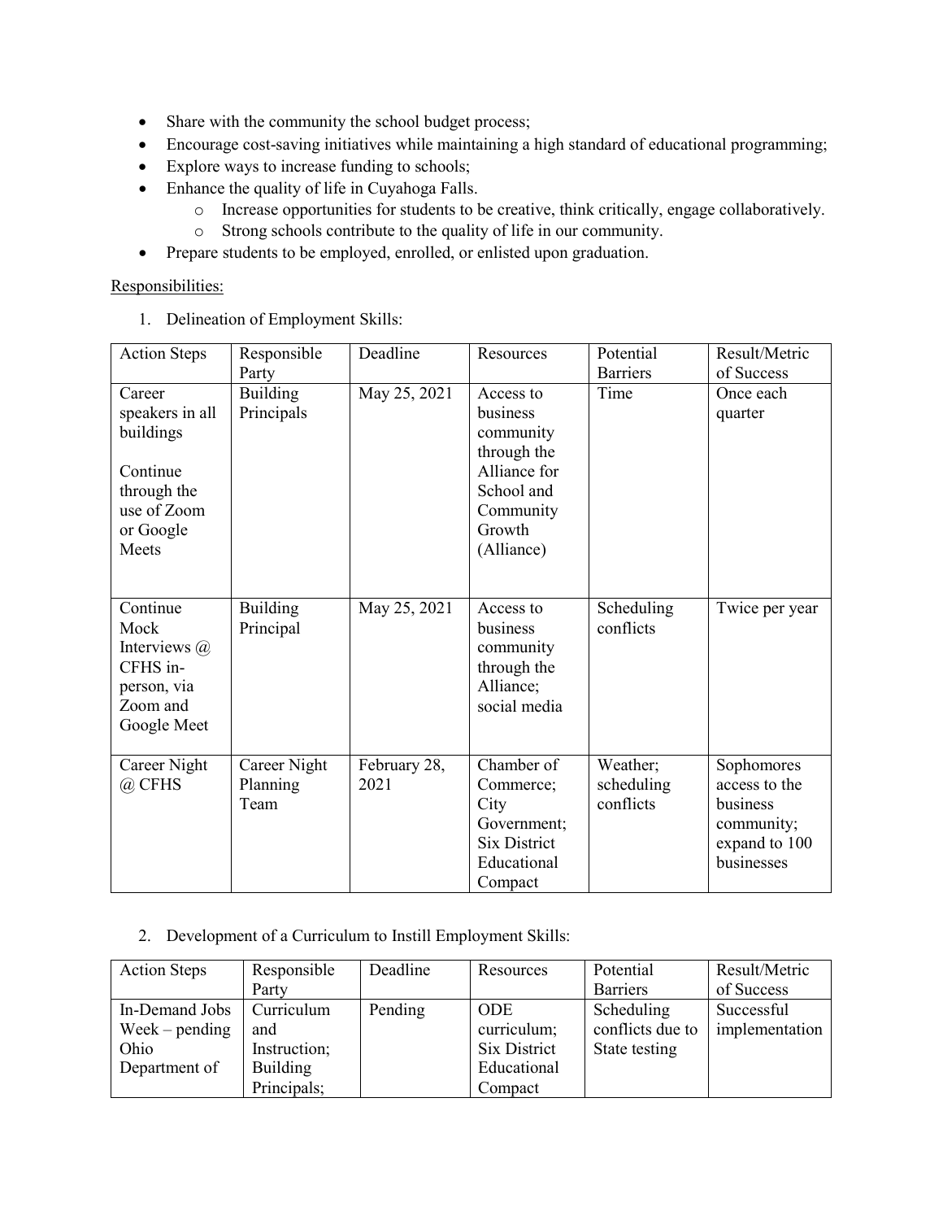- Share with the community the school budget process;
- Encourage cost-saving initiatives while maintaining a high standard of educational programming;
- Explore ways to increase funding to schools;
- Enhance the quality of life in Cuyahoga Falls.
  - Increase opportunities for students to be creative, think critically, engage collaboratively.
  - Strong schools contribute to the quality of life in our community.
- Prepare students to be employed, enrolled, or enlisted upon graduation.

<u>Responsibilities:</u>

1. Delineation of Employment Skills:

| Action Steps | Responsible Party | Deadline | Resources | Potential Barriers | Result/Metric of Success |
|---|---|---|---|---|---|
| Career speakers in all buildings<br><br>Continue through the use of Zoom or Google Meets | Building Principals | May 25, 2021 | Access to business community through the Alliance for School and Community Growth (Alliance) | Time | Once each quarter |
| Continue Mock Interviews @ CFHS in-person, via Zoom and Google Meet | Building Principal | May 25, 2021 | Access to business community through the Alliance; social media | Scheduling conflicts | Twice per year |
| Career Night @ CFHS | Career Night Planning Team | February 28, 2021 | Chamber of Commerce; City Government; Six District Educational Compact | Weather; scheduling conflicts | Sophomores access to the business community; expand to 100 businesses |

2. Development of a Curriculum to Instill Employment Skills:

| Action Steps | Responsible Party | Deadline | Resources | Potential Barriers | Result/Metric of Success |
|---|---|---|---|---|---|
| In-Demand Jobs Week – pending Ohio Department of | Curriculum and Instruction; Building Principals; | Pending | ODE curriculum; Six District Educational Compact | Scheduling conflicts due to State testing | Successful implementation |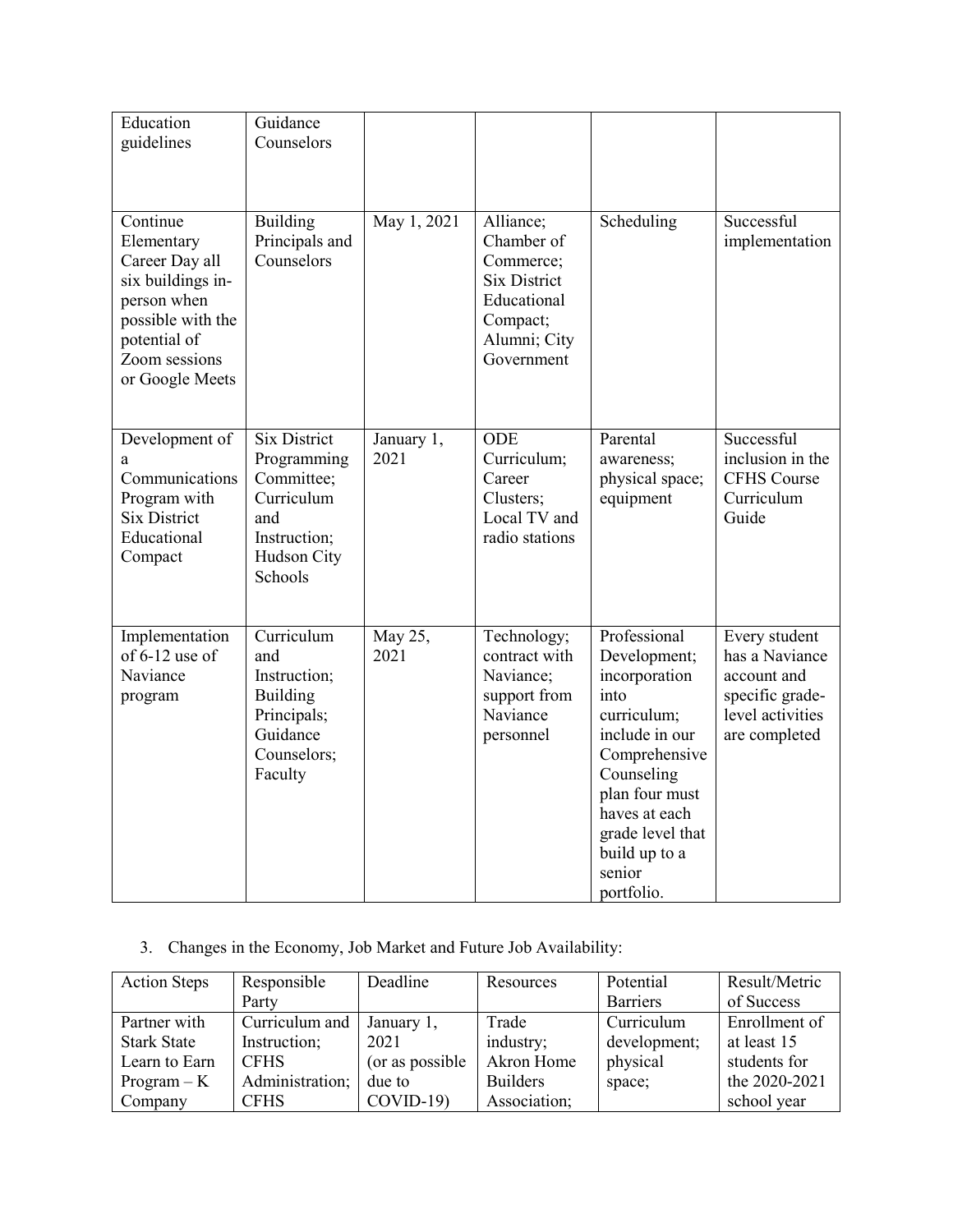| | | | | | |
|---|---|---|---|---|---|
| Education guidelines | Guidance Counselors | | | | |
| Continue Elementary Career Day all six buildings in-person when possible with the potential of Zoom sessions or Google Meets | Building Principals and Counselors | May 1, 2021 | Alliance; Chamber of Commerce; Six District Educational Compact; Alumni; City Government | Scheduling | Successful implementation |
| Development of a Communications Program with Six District Educational Compact | Six District Programming Committee; Curriculum and Instruction; Hudson City Schools | January 1, 2021 | ODE Curriculum; Career Clusters; Local TV and radio stations | Parental awareness; physical space; equipment | Successful inclusion in the CFHS Course Curriculum Guide |
| Implementation of 6-12 use of Naviance program | Curriculum and Instruction; Building Principals; Guidance Counselors; Faculty | May 25, 2021 | Technology; contract with Naviance; support from Naviance personnel | Professional Development; incorporation into curriculum; include in our Comprehensive Counseling plan four must haves at each grade level that build up to a senior portfolio. | Every student has a Naviance account and specific grade-level activities are completed |

3. Changes in the Economy, Job Market and Future Job Availability:

| Action Steps | Responsible Party | Deadline | Resources | Potential Barriers | Result/Metric of Success |
|---|---|---|---|---|---|
| Partner with Stark State Learn to Earn Program – K Company | Curriculum and Instruction; CFHS Administration; CFHS | January 1, 2021 (or as possible due to COVID-19) | Trade industry; Akron Home Builders Association; | Curriculum development; physical space; | Enrollment of at least 15 students for the 2020-2021 school year |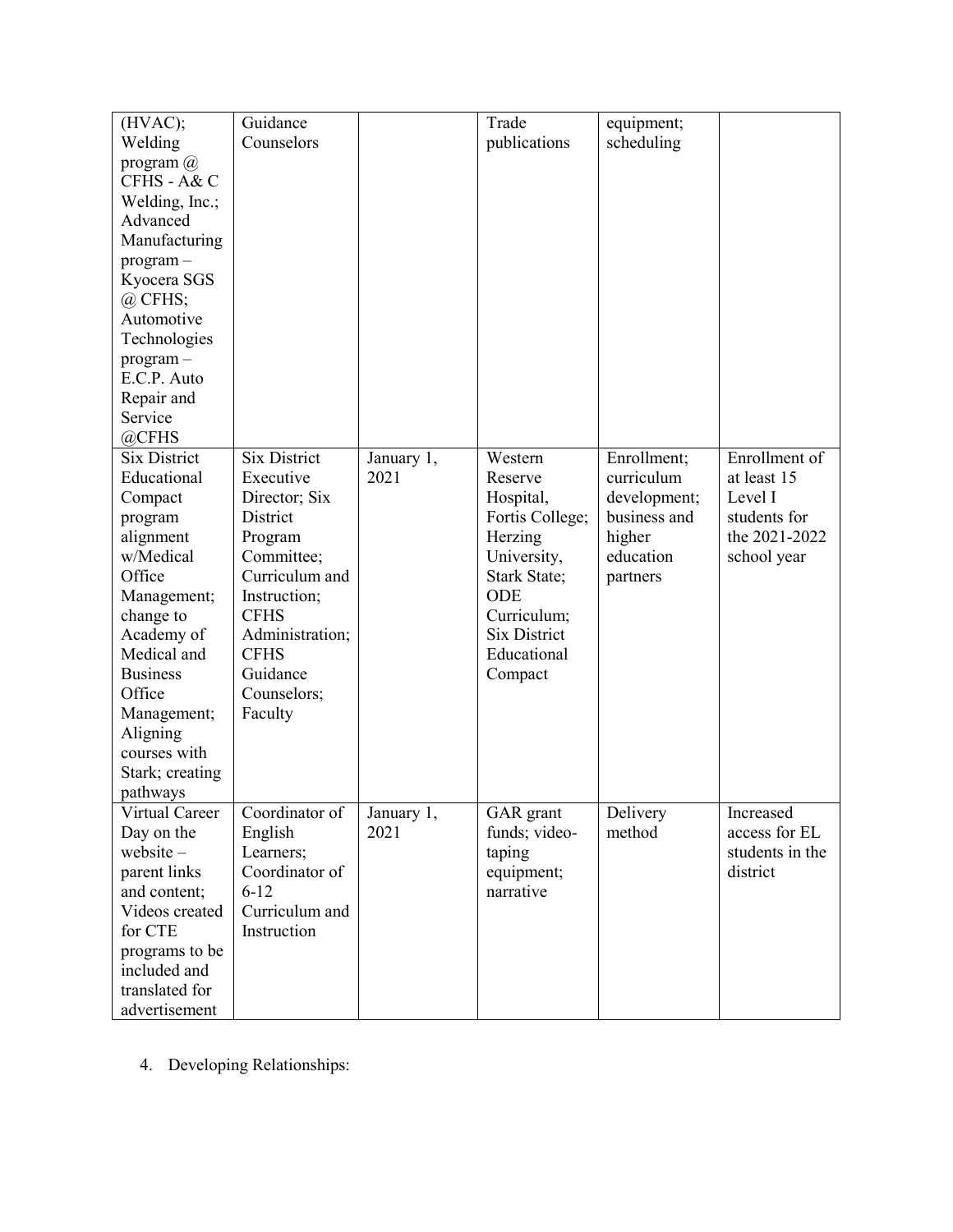| | | | | | |
|---|---|---|---|---|---|
| (HVAC); Welding program @ CFHS - A& C Welding, Inc.; Advanced Manufacturing program – Kyocera SGS @ CFHS; Automotive Technologies program – E.C.P. Auto Repair and Service @CFHS | Guidance Counselors | | Trade publications | equipment; scheduling | |
| Six District Educational Compact program alignment w/Medical Office Management; change to Academy of Medical and Business Office Management; Aligning courses with Stark; creating pathways | Six District Executive Director; Six District Program Committee; Curriculum and Instruction; CFHS Administration; CFHS Guidance Counselors; Faculty | January 1, 2021 | Western Reserve Hospital, Fortis College; Herzing University, Stark State; ODE Curriculum; Six District Educational Compact | Enrollment; curriculum development; business and higher education partners | Enrollment of at least 15 Level I students for the 2021-2022 school year |
| Virtual Career Day on the website – parent links and content; Videos created for CTE programs to be included and translated for advertisement | Coordinator of English Learners; Coordinator of 6-12 Curriculum and Instruction | January 1, 2021 | GAR grant funds; video-taping equipment; narrative | Delivery method | Increased access for EL students in the district |

4. Developing Relationships: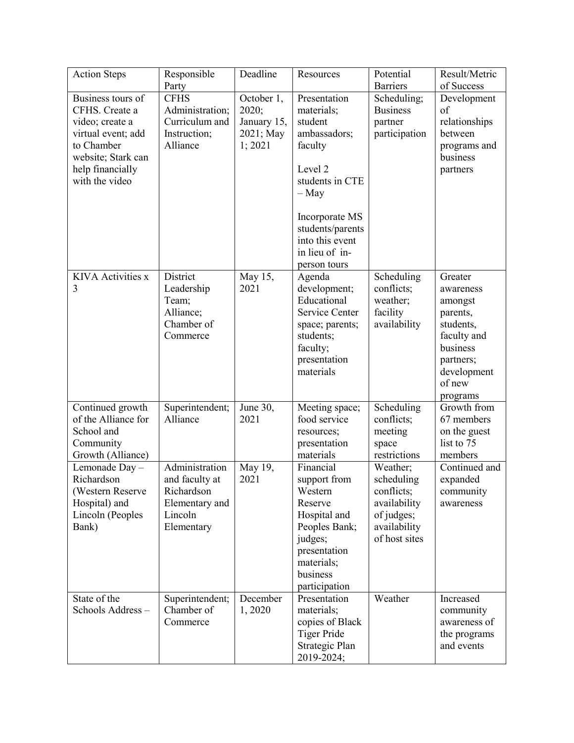| Action Steps | Responsible Party | Deadline | Resources | Potential Barriers | Result/Metric of Success |
|---|---|---|---|---|---|
| Business tours of CFHS. Create a video; create a virtual event; add to Chamber website; Stark can help financially with the video | CFHS Administration; Curriculum and Instruction; Alliance | October 1, 2020; January 15, 2021; May 1; 2021 | Presentation materials; student ambassadors; faculty<br><br>Level 2 students in CTE – May<br><br>Incorporate MS students/parents into this event in lieu of in-person tours | Scheduling; Business partner participation | Development of relationships between programs and business partners |
| KIVA Activities x 3 | District Leadership Team; Alliance; Chamber of Commerce | May 15, 2021 | Agenda development; Educational Service Center space; parents; students; faculty; presentation materials | Scheduling conflicts; weather; facility availability | Greater awareness amongst parents, students, faculty and business partners; development of new programs |
| Continued growth of the Alliance for School and Community Growth (Alliance) | Superintendent; Alliance | June 30, 2021 | Meeting space; food service resources; presentation materials | Scheduling conflicts; meeting space restrictions | Growth from 67 members on the guest list to 75 members |
| Lemonade Day – Richardson (Western Reserve Hospital) and Lincoln (Peoples Bank) | Administration and faculty at Richardson Elementary and Lincoln Elementary | May 19, 2021 | Financial support from Western Reserve Hospital and Peoples Bank; judges; presentation materials; business participation | Weather; scheduling conflicts; availability of judges; availability of host sites | Continued and expanded community awareness |
| State of the Schools Address – | Superintendent; Chamber of Commerce | December 1, 2020 | Presentation materials; copies of Black Tiger Pride Strategic Plan 2019-2024; | Weather | Increased community awareness of the programs and events |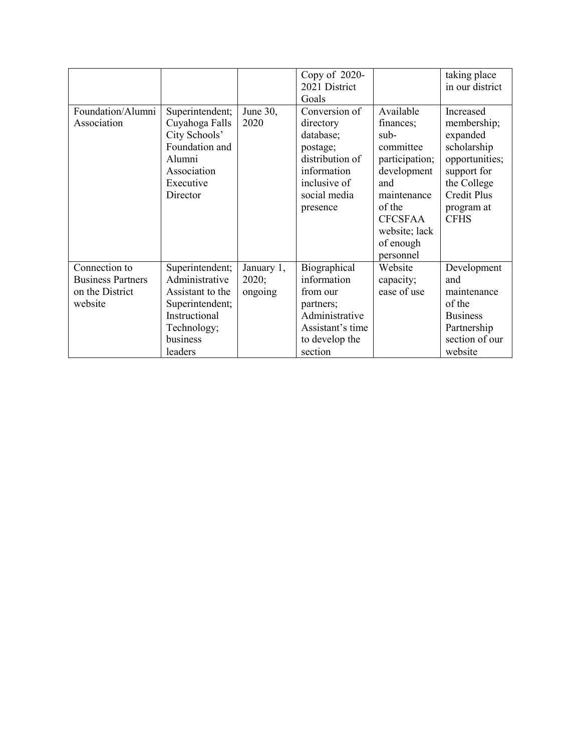| | | | | | |
|---|---|---|---|---|---|
| | | | Copy of 2020-2021 District Goals | | taking place in our district |
| Foundation/Alumni Association | Superintendent; Cuyahoga Falls City Schools' Foundation and Alumni Association Executive Director | June 30, 2020 | Conversion of directory database; postage; distribution of information inclusive of social media presence | Available finances; sub-committee participation; development and maintenance of the CFCSFAA website; lack of enough personnel | Increased membership; expanded scholarship opportunities; support for the College Credit Plus program at CFHS |
| Connection to Business Partners on the District website | Superintendent; Administrative Assistant to the Superintendent; Instructional Technology; business leaders | January 1, 2020; ongoing | Biographical information from our partners; Administrative Assistant's time to develop the section | Website capacity; ease of use | Development and maintenance of the Business Partnership section of our website |